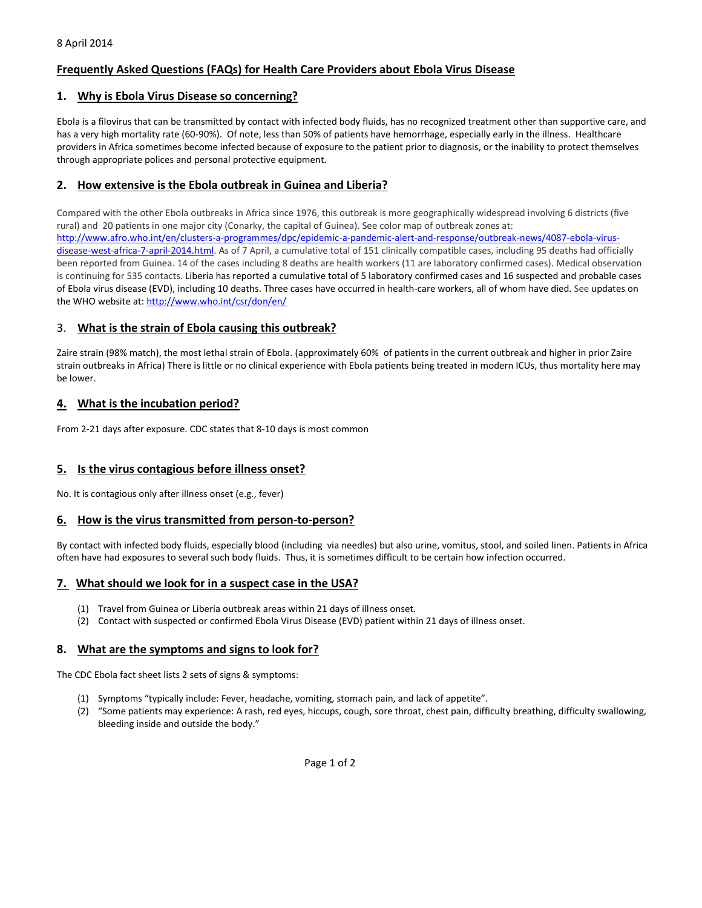8 April 2014

# Frequently Asked Questions (FAQs) for Health Care Providers about Ebola Virus Disease

## 1. Why is Ebola Virus Disease so concerning?

Ebola is a filovirus that can be transmitted by contact with infected body fluids, has no recognized treatment other than supportive care, and has a very high mortality rate (60-90%). Of note, less than 50% of patients have hemorrhage, especially early in the illness. Healthcare providers in Africa sometimes become infected because of exposure to the patient prior to diagnosis, or the inability to protect themselves through appropriate polices and personal protective equipment.

## 2. How extensive is the Ebola outbreak in Guinea and Liberia?

Compared with the other Ebola outbreaks in Africa since 1976, this outbreak is more geographically widespread involving 6 districts (five rural) and 20 patients in one major city (Conarky, the capital of Guinea). See color map of outbreak zones at: http://www.afro.who.int/en/clusters-a-programmes/dpc/epidemic-a-pandemic-alert-and-response/outbreak-news/4087-ebola-virus-disease-west-africa-7-april-2014.html. As of 7 April, a cumulative total of 151 clinically compatible cases, including 95 deaths had officially been reported from Guinea. 14 of the cases including 8 deaths are health workers (11 are laboratory confirmed cases). Medical observation is continuing for 535 contacts. Liberia has reported a cumulative total of 5 laboratory confirmed cases and 16 suspected and probable cases of Ebola virus disease (EVD), including 10 deaths. Three cases have occurred in health-care workers, all of whom have died. See updates on the WHO website at: http://www.who.int/csr/don/en/

## 3. What is the strain of Ebola causing this outbreak?

Zaire strain (98% match), the most lethal strain of Ebola. (approximately 60% of patients in the current outbreak and higher in prior Zaire strain outbreaks in Africa) There is little or no clinical experience with Ebola patients being treated in modern ICUs, thus mortality here may be lower.

## 4. What is the incubation period?

From 2-21 days after exposure. CDC states that 8-10 days is most common

## 5. Is the virus contagious before illness onset?

No. It is contagious only after illness onset (e.g., fever)

## 6. How is the virus transmitted from person-to-person?

By contact with infected body fluids, especially blood (including via needles) but also urine, vomitus, stool, and soiled linen. Patients in Africa often have had exposures to several such body fluids. Thus, it is sometimes difficult to be certain how infection occurred.

## 7. What should we look for in a suspect case in the USA?

(1) Travel from Guinea or Liberia outbreak areas within 21 days of illness onset.
(2) Contact with suspected or confirmed Ebola Virus Disease (EVD) patient within 21 days of illness onset.

## 8. What are the symptoms and signs to look for?

The CDC Ebola fact sheet lists 2 sets of signs & symptoms:

(1) Symptoms "typically include: Fever, headache, vomiting, stomach pain, and lack of appetite".
(2) "Some patients may experience: A rash, red eyes, hiccups, cough, sore throat, chest pain, difficulty breathing, difficulty swallowing, bleeding inside and outside the body."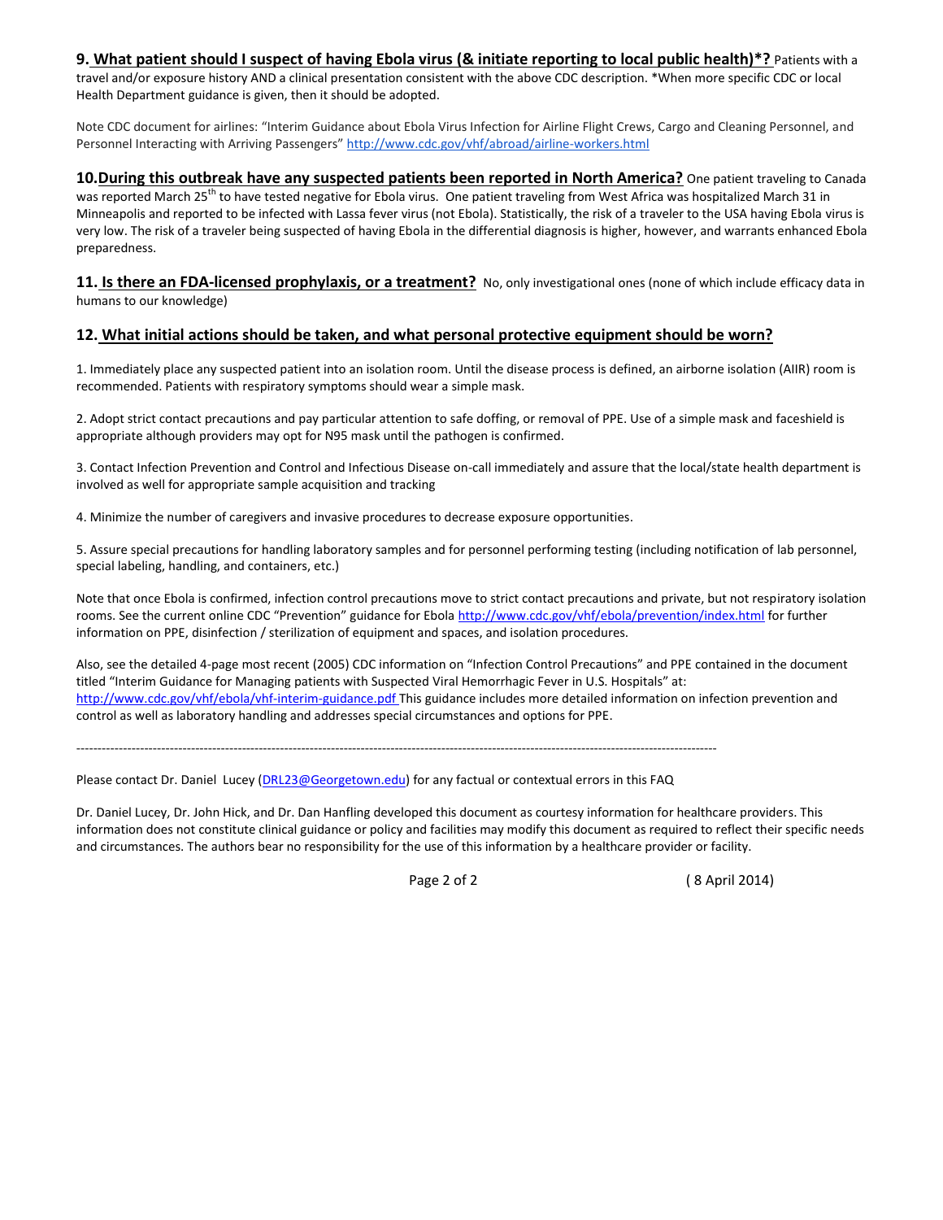**9. What patient should I suspect of having Ebola virus (& initiate reporting to local public health)*?** Patients with a travel and/or exposure history AND a clinical presentation consistent with the above CDC description. *When more specific CDC or local Health Department guidance is given, then it should be adopted.

Note CDC document for airlines: "Interim Guidance about Ebola Virus Infection for Airline Flight Crews, Cargo and Cleaning Personnel, and Personnel Interacting with Arriving Passengers" http://www.cdc.gov/vhf/abroad/airline-workers.html

**10. During this outbreak have any suspected patients been reported in North America?** One patient traveling to Canada was reported March 25th to have tested negative for Ebola virus. One patient traveling from West Africa was hospitalized March 31 in Minneapolis and reported to be infected with Lassa fever virus (not Ebola). Statistically, the risk of a traveler to the USA having Ebola virus is very low. The risk of a traveler being suspected of having Ebola in the differential diagnosis is higher, however, and warrants enhanced Ebola preparedness.

**11. Is there an FDA-licensed prophylaxis, or a treatment?** No, only investigational ones (none of which include efficacy data in humans to our knowledge)

**12. What initial actions should be taken, and what personal protective equipment should be worn?**

1. Immediately place any suspected patient into an isolation room. Until the disease process is defined, an airborne isolation (AIIR) room is recommended. Patients with respiratory symptoms should wear a simple mask.

2. Adopt strict contact precautions and pay particular attention to safe doffing, or removal of PPE. Use of a simple mask and faceshield is appropriate although providers may opt for N95 mask until the pathogen is confirmed.

3. Contact Infection Prevention and Control and Infectious Disease on-call immediately and assure that the local/state health department is involved as well for appropriate sample acquisition and tracking

4. Minimize the number of caregivers and invasive procedures to decrease exposure opportunities.

5. Assure special precautions for handling laboratory samples and for personnel performing testing (including notification of lab personnel, special labeling, handling, and containers, etc.)

Note that once Ebola is confirmed, infection control precautions move to strict contact precautions and private, but not respiratory isolation rooms. See the current online CDC "Prevention" guidance for Ebola http://www.cdc.gov/vhf/ebola/prevention/index.html for further information on PPE, disinfection / sterilization of equipment and spaces, and isolation procedures.

Also, see the detailed 4-page most recent (2005) CDC information on "Infection Control Precautions" and PPE contained in the document titled "Interim Guidance for Managing patients with Suspected Viral Hemorrhagic Fever in U.S. Hospitals" at: http://www.cdc.gov/vhf/ebola/vhf-interim-guidance.pdf This guidance includes more detailed information on infection prevention and control as well as laboratory handling and addresses special circumstances and options for PPE.

---

Please contact Dr. Daniel Lucey (DRL23@Georgetown.edu) for any factual or contextual errors in this FAQ

Dr. Daniel Lucey, Dr. John Hick, and Dr. Dan Hanfling developed this document as courtesy information for healthcare providers. This information does not constitute clinical guidance or policy and facilities may modify this document as required to reflect their specific needs and circumstances. The authors bear no responsibility for the use of this information by a healthcare provider or facility.

( 8 April 2014)